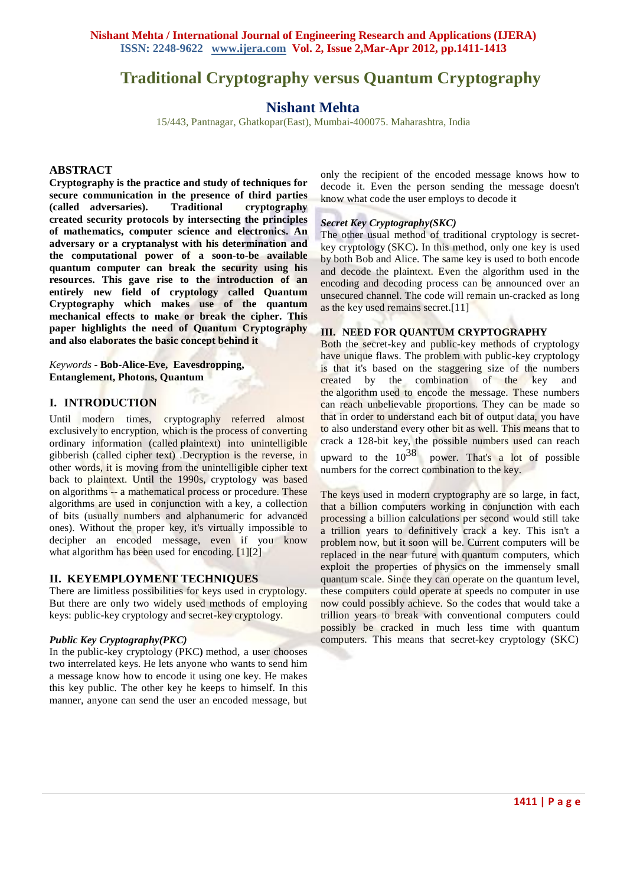# Traditional Cryptography versus Quantum Cryptography

## Nishant Mehta

15/443, Pantnagar, Ghatkopar(East), Mumbai-400075. Maharashtra, India

## ABSTRACT

**Cryptography is the practice and study of techniques for secure communication in the presence of third parties (called adversaries). Traditional cryptography created security protocols by intersecting the principles of mathematics, computer science and electronics. An adversary or a cryptanalyst with his determination and the computational power of a soon-to-be available quantum computer can break the security using his resources. This gave rise to the introduction of an entirely new field of cryptology called Quantum Cryptography which makes use of the quantum mechanical effects to make or break the cipher. This paper highlights the need of Quantum Cryptography and also elaborates the basic concept behind it**

*Keywords* **- Bob-Alice-Eve, Eavesdropping, Entanglement, Photons, Quantum**

## I. INTRODUCTION

Until modern times, cryptography referred almost exclusively to encryption, which is the process of converting ordinary information (called plaintext) into unintelligible gibberish (called cipher text) .Decryption is the reverse, in other words, it is moving from the unintelligible cipher text back to plaintext. Until the 1990s, cryptology was based on algorithms -- a mathematical process or procedure. These algorithms are used in conjunction with a key, a collection of bits (usually numbers and alphanumeric for advanced ones). Without the proper key, it's virtually impossible to decipher an encoded message, even if you know what algorithm has been used for encoding. [1][2]

## II. KEYEMPLOYMENT TECHNIQUES

There are limitless possibilities for keys used in cryptology. But there are only two widely used methods of employing keys: public-key cryptology and secret-key cryptology.

***Public Key Cryptography(PKC)***

In the public-key cryptology (PKC**)** method, a user chooses two interrelated keys. He lets anyone who wants to send him a message know how to encode it using one key. He makes this key public. The other key he keeps to himself. In this manner, anyone can send the user an encoded message, but only the recipient of the encoded message knows how to decode it. Even the person sending the message doesn't know what code the user employs to decode it

***Secret Key Cryptography(SKC)***

The other usual method of traditional cryptology is secret-key cryptology (SKC**)**. In this method, only one key is used by both Bob and Alice. The same key is used to both encode and decode the plaintext. Even the algorithm used in the encoding and decoding process can be announced over an unsecured channel. The code will remain un-cracked as long as the key used remains secret.[11]

## III. NEED FOR QUANTUM CRYPTOGRAPHY

Both the secret-key and public-key methods of cryptology have unique flaws. The problem with public-key cryptology is that it's based on the staggering size of the numbers created by the combination of the key and the algorithm used to encode the message. These numbers can reach unbelievable proportions. They can be made so that in order to understand each bit of output data, you have to also understand every other bit as well. This means that to crack a 128-bit key, the possible numbers used can reach upward to the $10^{38}$ power. That's a lot of possible numbers for the correct combination to the key.

The keys used in modern cryptography are so large, in fact, that a billion computers working in conjunction with each processing a billion calculations per second would still take a trillion years to definitively crack a key. This isn't a problem now, but it soon will be. Current computers will be replaced in the near future with quantum computers, which exploit the properties of physics on the immensely small quantum scale. Since they can operate on the quantum level, these computers could operate at speeds no computer in use now could possibly achieve. So the codes that would take a trillion years to break with conventional computers could possibly be cracked in much less time with quantum computers. This means that secret-key cryptology (SKC)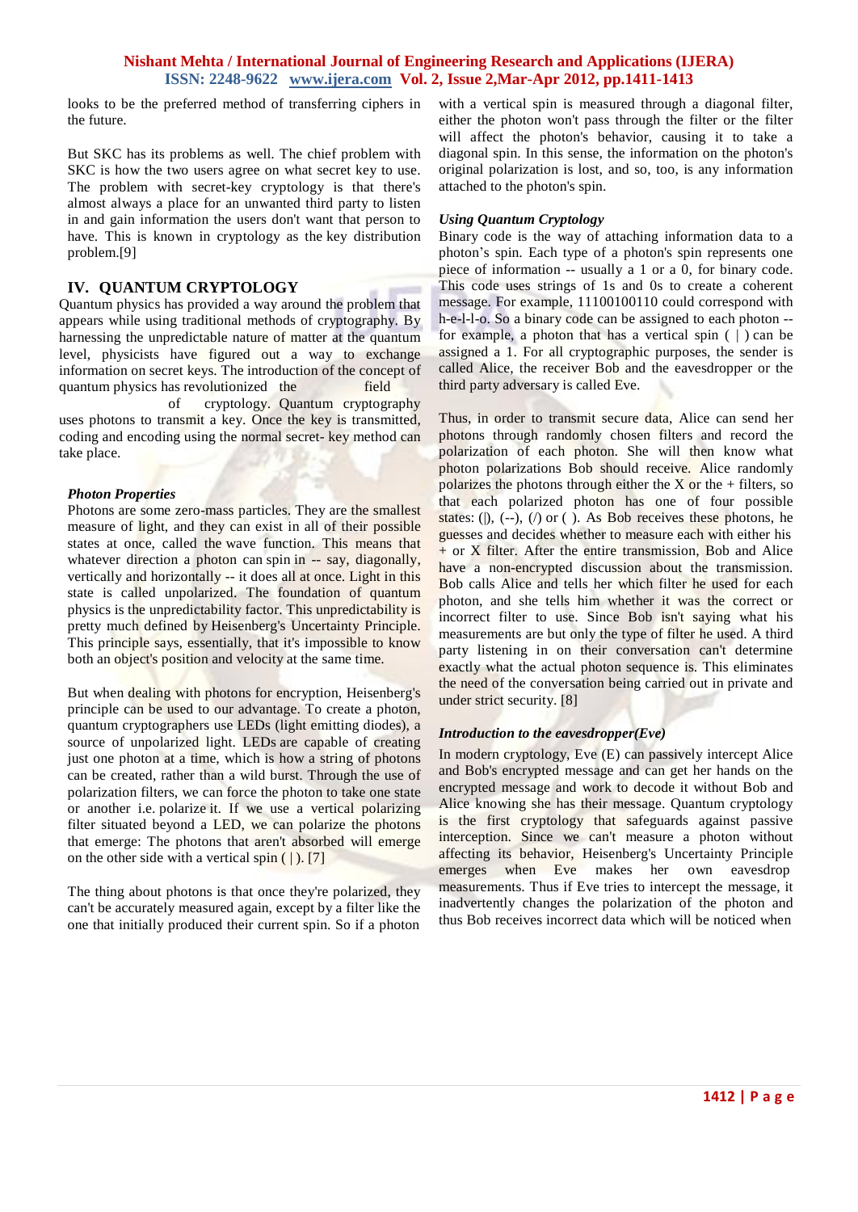looks to be the preferred method of transferring ciphers in the future.

But SKC has its problems as well. The chief problem with SKC is how the two users agree on what secret key to use. The problem with secret-key cryptology is that there's almost always a place for an unwanted third party to listen in and gain information the users don't want that person to have. This is known in cryptology as the key distribution problem.[9]

## IV. QUANTUM CRYPTOLOGY

Quantum physics has provided a way around the problem that appears while using traditional methods of cryptography. By harnessing the unpredictable nature of matter at the quantum level, physicists have figured out a way to exchange information on secret keys. The introduction of the concept of quantum physics has revolutionized the field of cryptology. Quantum cryptography uses photons to transmit a key. Once the key is transmitted, coding and encoding using the normal secret- key method can take place.

### *Photon Properties*

Photons are some zero-mass particles. They are the smallest measure of light, and they can exist in all of their possible states at once, called the wave function. This means that whatever direction a photon can spin in -- say, diagonally, vertically and horizontally -- it does all at once. Light in this state is called unpolarized. The foundation of quantum physics is the unpredictability factor. This unpredictability is pretty much defined by Heisenberg's Uncertainty Principle. This principle says, essentially, that it's impossible to know both an object's position and velocity at the same time.

But when dealing with photons for encryption, Heisenberg's principle can be used to our advantage. To create a photon, quantum cryptographers use LEDs (light emitting diodes), a source of unpolarized light. LEDs are capable of creating just one photon at a time, which is how a string of photons can be created, rather than a wild burst. Through the use of polarization filters, we can force the photon to take one state or another i.e. polarize it. If we use a vertical polarizing filter situated beyond a LED, we can polarize the photons that emerge: The photons that aren't absorbed will emerge on the other side with a vertical spin ( | ). [7]

The thing about photons is that once they're polarized, they can't be accurately measured again, except by a filter like the one that initially produced their current spin. So if a photon with a vertical spin is measured through a diagonal filter, either the photon won't pass through the filter or the filter will affect the photon's behavior, causing it to take a diagonal spin. In this sense, the information on the photon's original polarization is lost, and so, too, is any information attached to the photon's spin.

### *Using Quantum Cryptology*

Binary code is the way of attaching information data to a photon’s spin. Each type of a photon's spin represents one piece of information -- usually a 1 or a 0, for binary code. This code uses strings of 1s and 0s to create a coherent message. For example, 11100100110 could correspond with h-e-l-l-o. So a binary code can be assigned to each photon -- for example, a photon that has a vertical spin ( | ) can be assigned a 1. For all cryptographic purposes, the sender is called Alice, the receiver Bob and the eavesdropper or the third party adversary is called Eve.

Thus, in order to transmit secure data, Alice can send her photons through randomly chosen filters and record the polarization of each photon. She will then know what photon polarizations Bob should receive. Alice randomly polarizes the photons through either the X or the + filters, so that each polarized photon has one of four possible states: (|), (--), (/) or ( ). As Bob receives these photons, he guesses and decides whether to measure each with either his + or X filter. After the entire transmission, Bob and Alice have a non-encrypted discussion about the transmission. Bob calls Alice and tells her which filter he used for each photon, and she tells him whether it was the correct or incorrect filter to use. Since Bob isn't saying what his measurements are but only the type of filter he used. A third party listening in on their conversation can't determine exactly what the actual photon sequence is. This eliminates the need of the conversation being carried out in private and under strict security. [8]

### *Introduction to the eavesdropper(Eve)*

In modern cryptology, Eve (E) can passively intercept Alice and Bob's encrypted message and can get her hands on the encrypted message and work to decode it without Bob and Alice knowing she has their message. Quantum cryptology is the first cryptology that safeguards against passive interception. Since we can't measure a photon without affecting its behavior, Heisenberg's Uncertainty Principle emerges when Eve makes her own eavesdrop measurements. Thus if Eve tries to intercept the message, it inadvertently changes the polarization of the photon and thus Bob receives incorrect data which will be noticed when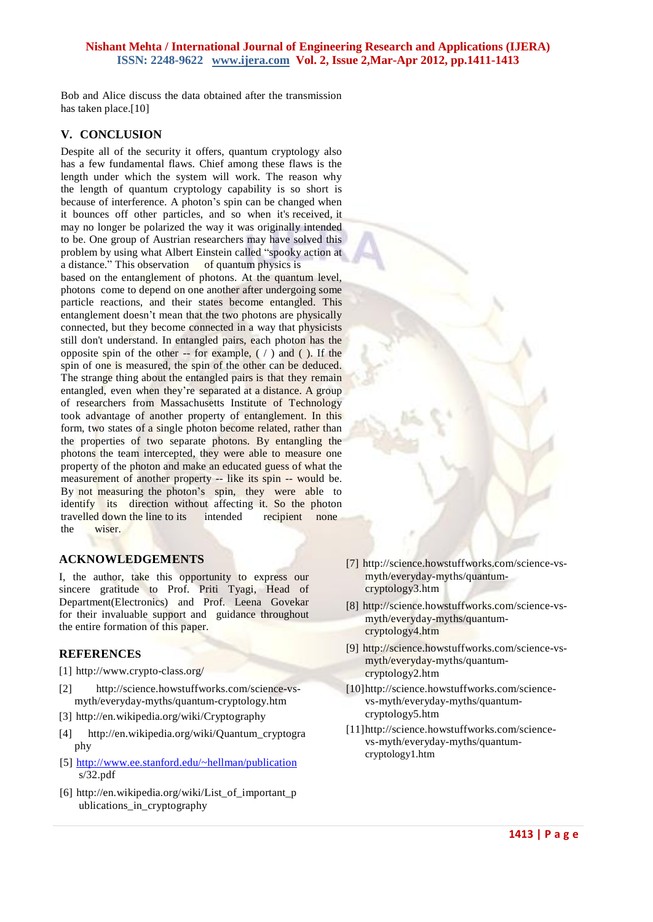Bob and Alice discuss the data obtained after the transmission has taken place.[10]

## V. CONCLUSION

Despite all of the security it offers, quantum cryptology also has a few fundamental flaws. Chief among these flaws is the length under which the system will work. The reason why the length of quantum cryptology capability is so short is because of interference. A photon's spin can be changed when it bounces off other particles, and so when it's received, it may no longer be polarized the way it was originally intended to be. One group of Austrian researchers may have solved this problem by using what Albert Einstein called "spooky action at a distance." This observation of quantum physics is based on the entanglement of photons. At the quantum level, photons come to depend on one another after undergoing some particle reactions, and their states become entangled. This entanglement doesn't mean that the two photons are physically connected, but they become connected in a way that physicists still don't understand. In entangled pairs, each photon has the opposite spin of the other -- for example, ( / ) and ( ). If the spin of one is measured, the spin of the other can be deduced. The strange thing about the entangled pairs is that they remain entangled, even when they're separated at a distance. A group of researchers from Massachusetts Institute of Technology took advantage of another property of entanglement. In this form, two states of a single photon become related, rather than the properties of two separate photons. By entangling the photons the team intercepted, they were able to measure one property of the photon and make an educated guess of what the measurement of another property -- like its spin -- would be. By not measuring the photon's spin, they were able to identify its direction without affecting it. So the photon travelled down the line to its intended recipient none the wiser.

## ACKNOWLEDGEMENTS

I, the author, take this opportunity to express our sincere gratitude to Prof. Priti Tyagi, Head of Department(Electronics) and Prof. Leena Govekar for their invaluable support and guidance throughout the entire formation of this paper.

## REFERENCES

[1] http://www.crypto-class.org/

[2] http://science.howstuffworks.com/science-vs-myth/everyday-myths/quantum-cryptology.htm

[3] http://en.wikipedia.org/wiki/Cryptography

[4] http://en.wikipedia.org/wiki/Quantum_cryptography

[5] http://www.ee.stanford.edu/~hellman/publications/32.pdf

[6] http://en.wikipedia.org/wiki/List_of_important_publications_in_cryptography

[7] http://science.howstuffworks.com/science-vs-myth/everyday-myths/quantum-cryptology3.htm

[8] http://science.howstuffworks.com/science-vs-myth/everyday-myths/quantum-cryptology4.htm

[9] http://science.howstuffworks.com/science-vs-myth/everyday-myths/quantum-cryptology2.htm

[10] http://science.howstuffworks.com/science-vs-myth/everyday-myths/quantum-cryptology5.htm

[11] http://science.howstuffworks.com/science-vs-myth/everyday-myths/quantum-cryptology1.htm